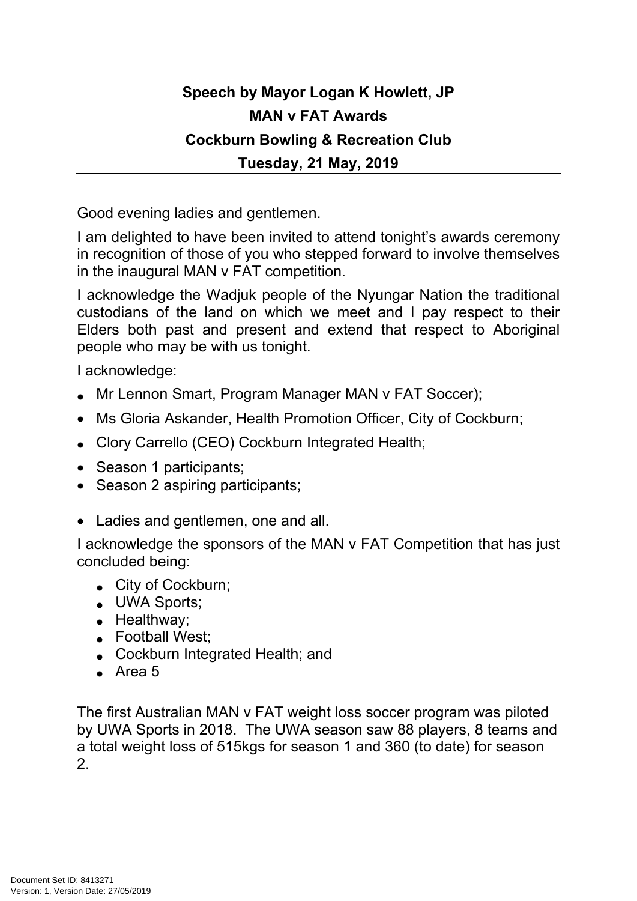**Speech by Mayor Logan K Howlett, JP**

**MAN v FAT Awards**

**Cockburn Bowling & Recreation Club**

**Tuesday, 21 May, 2019**

---

Good evening ladies and gentlemen.

I am delighted to have been invited to attend tonight's awards ceremony in recognition of those of you who stepped forward to involve themselves in the inaugural MAN v FAT competition.

I acknowledge the Wadjuk people of the Nyungar Nation the traditional custodians of the land on which we meet and I pay respect to their Elders both past and present and extend that respect to Aboriginal people who may be with us tonight.

I acknowledge:

- Mr Lennon Smart, Program Manager MAN v FAT Soccer);
- Ms Gloria Askander, Health Promotion Officer, City of Cockburn;
- Clory Carrello (CEO) Cockburn Integrated Health;
- Season 1 participants;
- Season 2 aspiring participants;
- Ladies and gentlemen, one and all.

I acknowledge the sponsors of the MAN v FAT Competition that has just concluded being:

- City of Cockburn;
- UWA Sports;
- Healthway;
- Football West;
- Cockburn Integrated Health; and
- Area 5

The first Australian MAN v FAT weight loss soccer program was piloted by UWA Sports in 2018. The UWA season saw 88 players, 8 teams and a total weight loss of 515kgs for season 1 and 360 (to date) for season 2.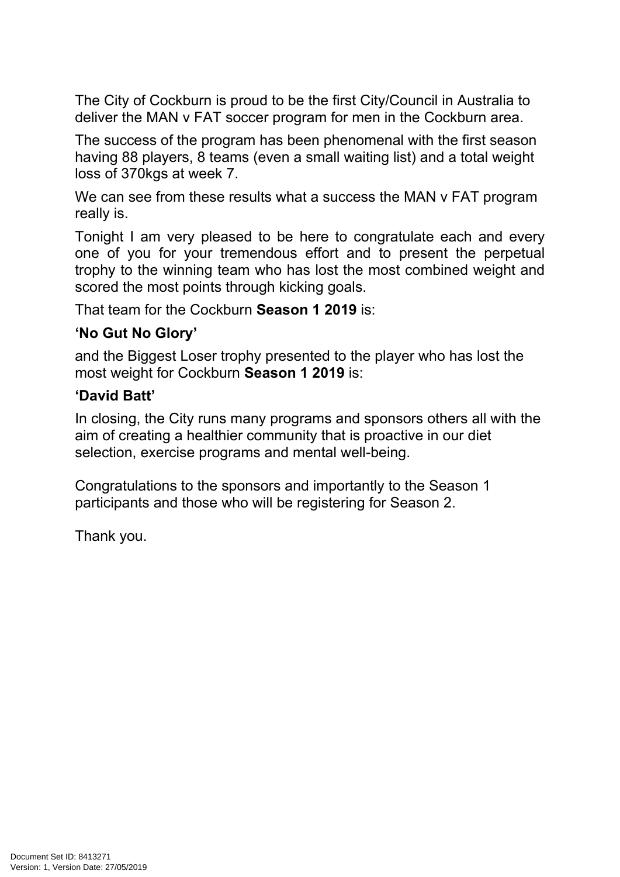The City of Cockburn is proud to be the first City/Council in Australia to deliver the MAN v FAT soccer program for men in the Cockburn area.

The success of the program has been phenomenal with the first season having 88 players, 8 teams (even a small waiting list) and a total weight loss of 370kgs at week 7.

We can see from these results what a success the MAN v FAT program really is.

Tonight I am very pleased to be here to congratulate each and every one of you for your tremendous effort and to present the perpetual trophy to the winning team who has lost the most combined weight and scored the most points through kicking goals.

That team for the Cockburn **Season 1 2019** is:

**'No Gut No Glory'**

and the Biggest Loser trophy presented to the player who has lost the most weight for Cockburn **Season 1 2019** is:

**'David Batt'**

In closing, the City runs many programs and sponsors others all with the aim of creating a healthier community that is proactive in our diet selection, exercise programs and mental well-being.

Congratulations to the sponsors and importantly to the Season 1 participants and those who will be registering for Season 2.

Thank you.